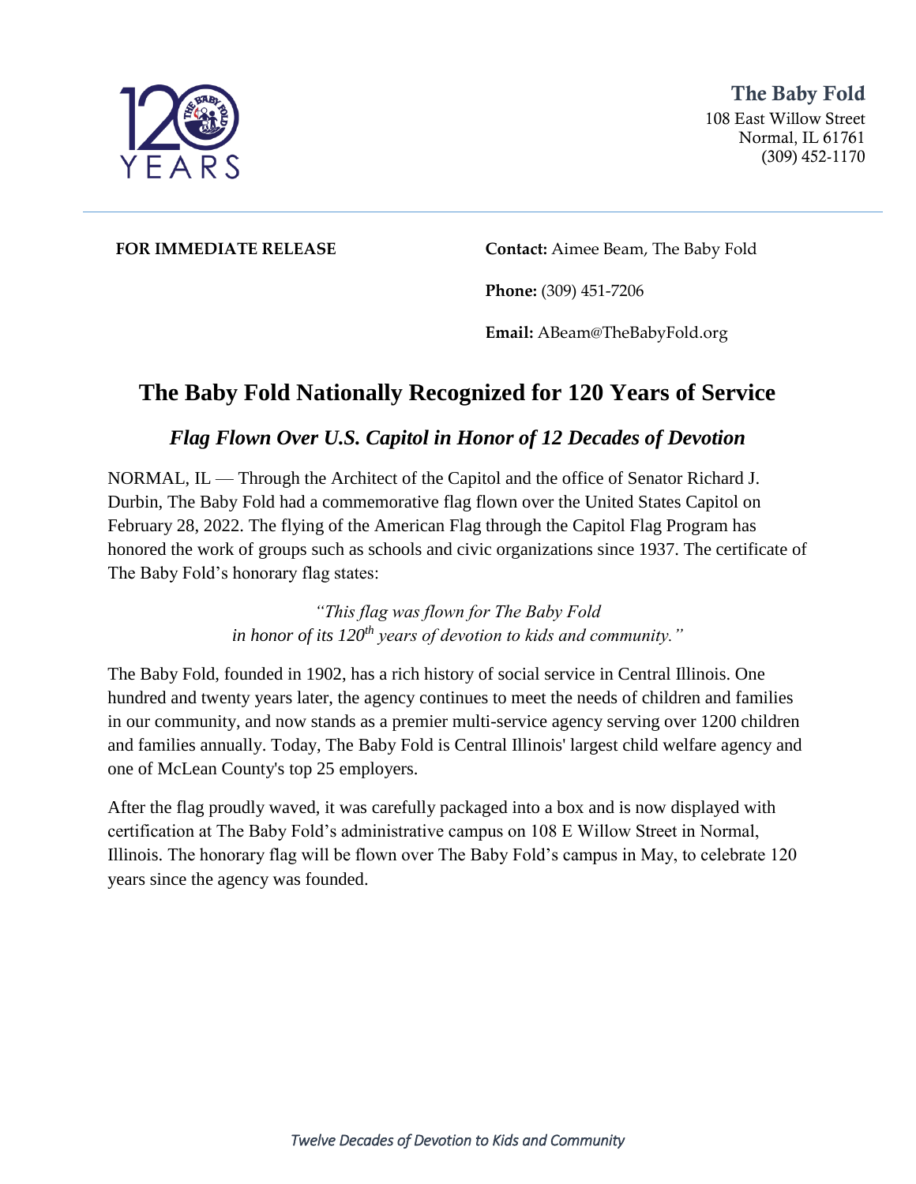**The Baby Fold**
108 East Willow Street
Normal, IL 61761
(309) 452-1170

**FOR IMMEDIATE RELEASE**

**Contact:** Aimee Beam, The Baby Fold

**Phone:** (309) 451-7206

**Email:** ABeam@TheBabyFold.org

# The Baby Fold Nationally Recognized for 120 Years of Service

## *Flag Flown Over U.S. Capitol in Honor of 12 Decades of Devotion*

NORMAL, IL — Through the Architect of the Capitol and the office of Senator Richard J. Durbin, The Baby Fold had a commemorative flag flown over the United States Capitol on February 28, 2022. The flying of the American Flag through the Capitol Flag Program has honored the work of groups such as schools and civic organizations since 1937. The certificate of The Baby Fold's honorary flag states:

*"This flag was flown for The Baby Fold in honor of its 120th years of devotion to kids and community."*

The Baby Fold, founded in 1902, has a rich history of social service in Central Illinois. One hundred and twenty years later, the agency continues to meet the needs of children and families in our community, and now stands as a premier multi-service agency serving over 1200 children and families annually. Today, The Baby Fold is Central Illinois' largest child welfare agency and one of McLean County's top 25 employers.

After the flag proudly waved, it was carefully packaged into a box and is now displayed with certification at The Baby Fold's administrative campus on 108 E Willow Street in Normal, Illinois. The honorary flag will be flown over The Baby Fold's campus in May, to celebrate 120 years since the agency was founded.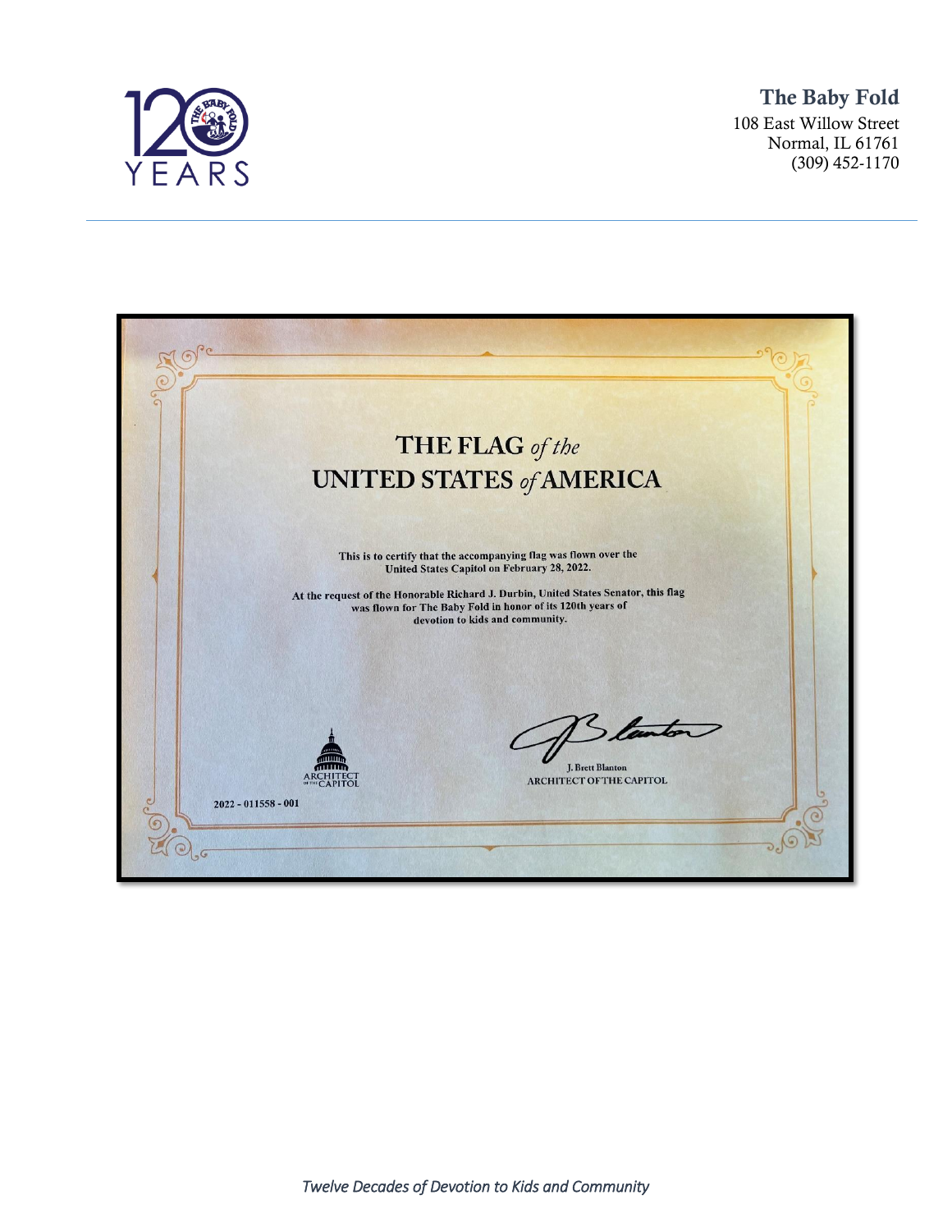**The Baby Fold**
108 East Willow Street
Normal, IL 61761
(309) 452-1170

# THE FLAG *of the* UNITED STATES *of* AMERICA

This is to certify that the accompanying flag was flown over the United States Capitol on February 28, 2022.

At the request of the Honorable Richard J. Durbin, United States Senator, this flag was flown for The Baby Fold in honor of its 120th years of devotion to kids and community.

ARCHITECT of the CAPITOL

J. Brett Blanton
ARCHITECT OF THE CAPITOL

2022 - 011558 - 001

*Twelve Decades of Devotion to Kids and Community*